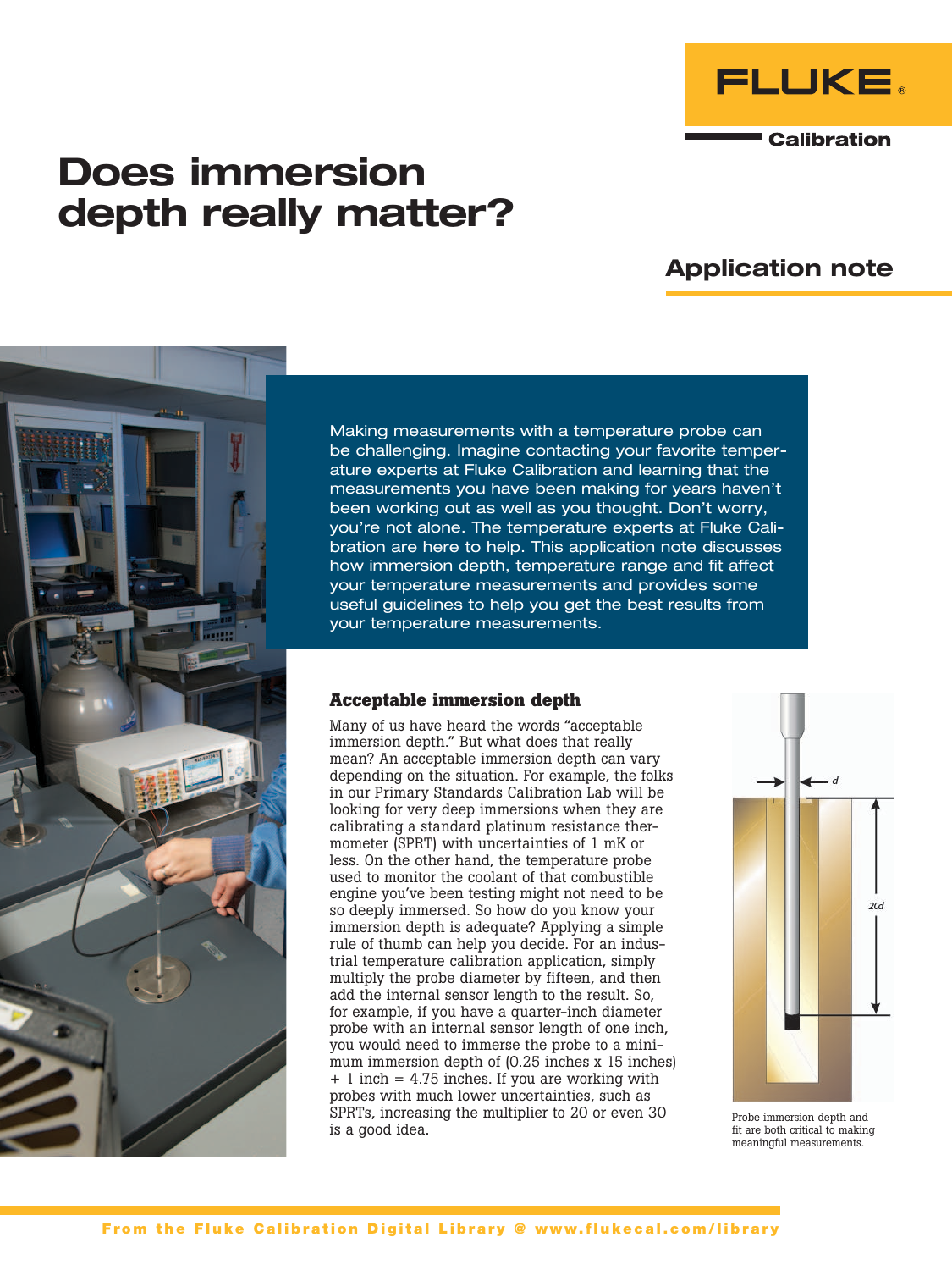# Does immersion depth really matter?

## Application note

Making measurements with a temperature probe can be challenging. Imagine contacting your favorite temperature experts at Fluke Calibration and learning that the measurements you have been making for years haven't been working out as well as you thought. Don't worry, you're not alone. The temperature experts at Fluke Calibration are here to help. This application note discusses how immersion depth, temperature range and fit affect your temperature measurements and provides some useful guidelines to help you get the best results from your temperature measurements.

### Acceptable immersion depth

Many of us have heard the words "acceptable immersion depth." But what does that really mean? An acceptable immersion depth can vary depending on the situation. For example, the folks in our Primary Standards Calibration Lab will be looking for very deep immersions when they are calibrating a standard platinum resistance thermometer (SPRT) with uncertainties of 1 mK or less. On the other hand, the temperature probe used to monitor the coolant of that combustible engine you've been testing might not need to be so deeply immersed. So how do you know your immersion depth is adequate? Applying a simple rule of thumb can help you decide. For an industrial temperature calibration application, simply multiply the probe diameter by fifteen, and then add the internal sensor length to the result. So, for example, if you have a quarter-inch diameter probe with an internal sensor length of one inch, you would need to immerse the probe to a minimum immersion depth of (0.25 inches x 15 inches) + 1 inch = 4.75 inches. If you are working with probes with much lower uncertainties, such as SPRTs, increasing the multiplier to 20 or even 30 is a good idea.

Probe immersion depth and fit are both critical to making meaningful measurements.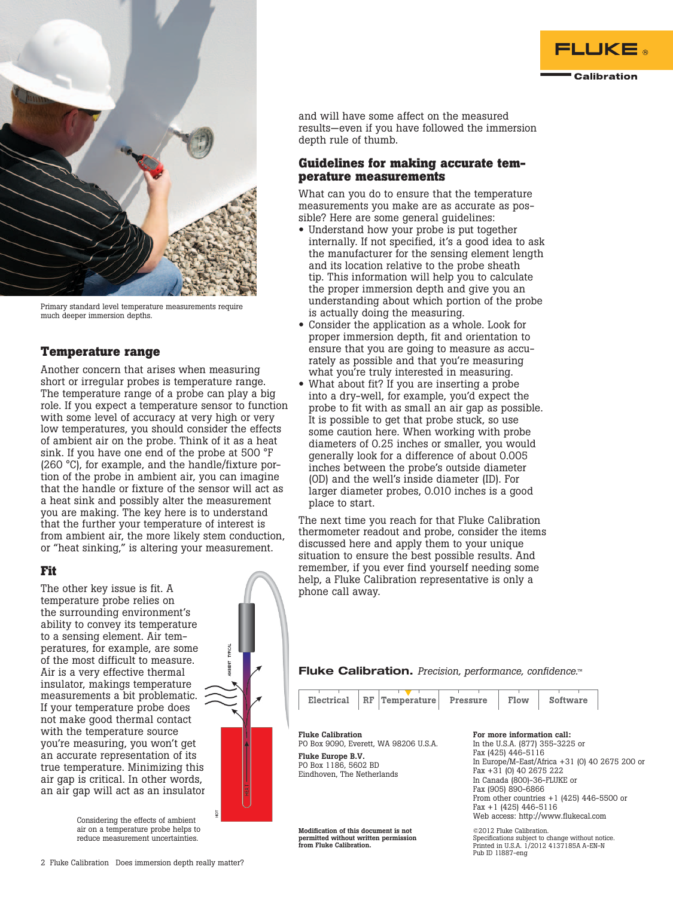Primary standard level temperature measurements require much deeper immersion depths.

## Temperature range

Another concern that arises when measuring short or irregular probes is temperature range. The temperature range of a probe can play a big role. If you expect a temperature sensor to function with some level of accuracy at very high or very low temperatures, you should consider the effects of ambient air on the probe. Think of it as a heat sink. If you have one end of the probe at 500 °F (260 °C), for example, and the handle/fixture portion of the probe in ambient air, you can imagine that the handle or fixture of the sensor will act as a heat sink and possibly alter the measurement you are making. The key here is to understand that the further your temperature of interest is from ambient air, the more likely stem conduction, or "heat sinking," is altering your measurement.

## Fit

The other key issue is fit. A temperature probe relies on the surrounding environment's ability to convey its temperature to a sensing element. Air temperatures, for example, are some of the most difficult to measure. Air is a very effective thermal insulator, makings temperature measurements a bit problematic. If your temperature probe does not make good thermal contact with the temperature source you're measuring, you won't get an accurate representation of its true temperature. Minimizing this air gap is critical. In other words, an air gap will act as an insulator and will have some affect on the measured results—even if you have followed the immersion depth rule of thumb.

AMBIENT TYPICAL

HOT

Considering the effects of ambient air on a temperature probe helps to reduce measurement uncertainties.

## Guidelines for making accurate temperature measurements

What can you do to ensure that the temperature measurements you make are as accurate as possible? Here are some general guidelines:

- Understand how your probe is put together internally. If not specified, it's a good idea to ask the manufacturer for the sensing element length and its location relative to the probe sheath tip. This information will help you to calculate the proper immersion depth and give you an understanding about which portion of the probe is actually doing the measuring.
- Consider the application as a whole. Look for proper immersion depth, fit and orientation to ensure that you are going to measure as accurately as possible and that you're measuring what you're truly interested in measuring.
- What about fit? If you are inserting a probe into a dry-well, for example, you'd expect the probe to fit with as small an air gap as possible. It is possible to get that probe stuck, so use some caution here. When working with probe diameters of 0.25 inches or smaller, you would generally look for a difference of about 0.005 inches between the probe's outside diameter (OD) and the well's inside diameter (ID). For larger diameter probes, 0.010 inches is a good place to start.

The next time you reach for that Fluke Calibration thermometer readout and probe, consider the items discussed here and apply them to your unique situation to ensure the best possible results. And remember, if you ever find yourself needing some help, a Fluke Calibration representative is only a phone call away.

**Fluke Calibration.** *Precision, performance, confidence.™*

Electrical | RF | Temperature | Pressure | Flow | Software

**Fluke Calibration**
PO Box 9090, Everett, WA 98206 U.S.A.

**Fluke Europe B.V.**
PO Box 1186, 5602 BD
Eindhoven, The Netherlands

**For more information call:**
In the U.S.A. (877) 355-3225 or
Fax (425) 446-5116
In Europe/M-East/Africa +31 (0) 40 2675 200 or
Fax +31 (0) 40 2675 222
In Canada (800)-36-FLUKE or
Fax (905) 890-6866
From other countries +1 (425) 446-5500 or
Fax +1 (425) 446-5116
Web access: http://www.flukecal.com

**Modification of this document is not permitted without written permission from Fluke Calibration.**

©2012 Fluke Calibration.
Specifications subject to change without notice.
Printed in U.S.A. 1/2012 4137185A A-EN-N
Pub ID 11887-eng